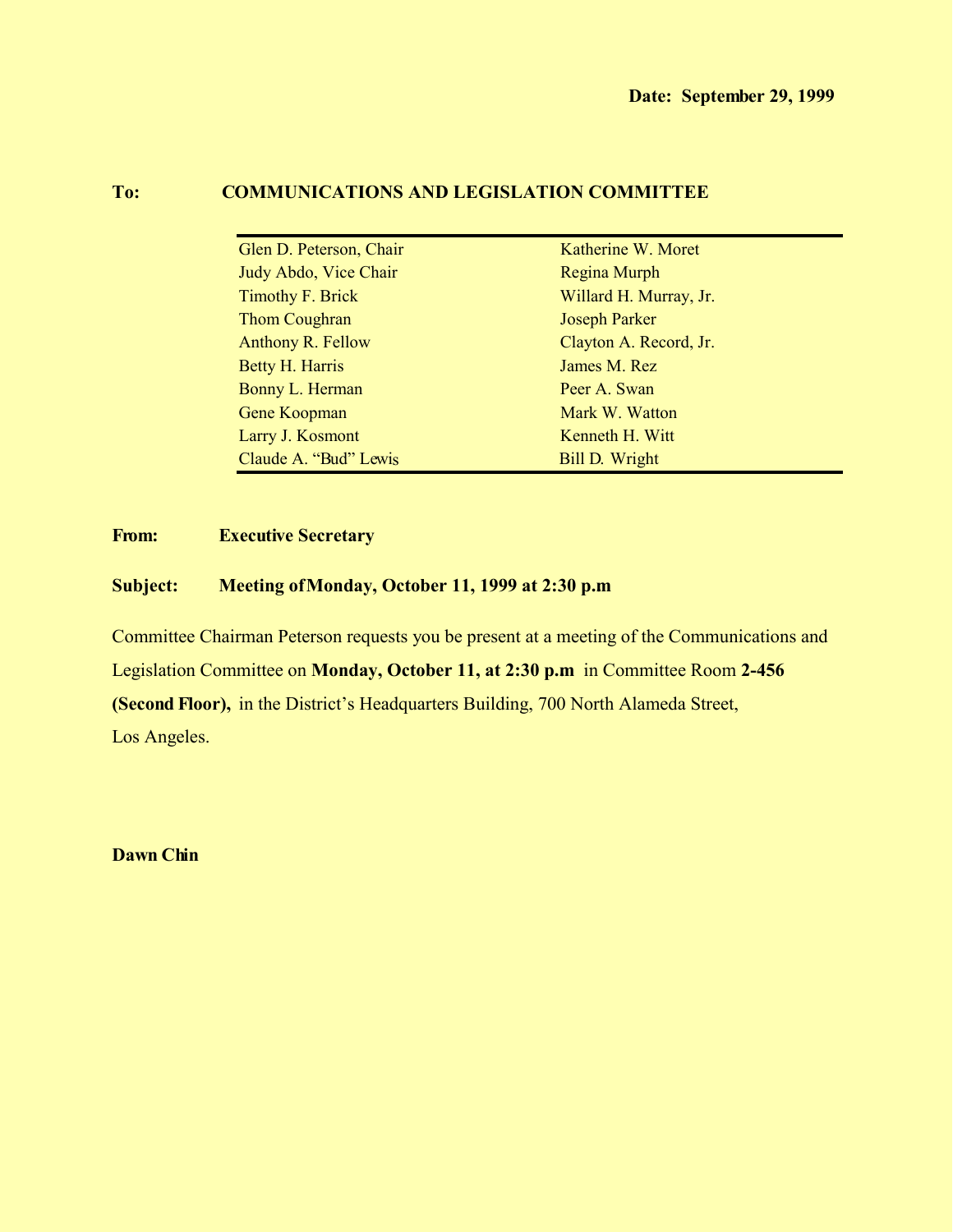**Date: September 29, 1999**

**To:** **COMMUNICATIONS AND LEGISLATION COMMITTEE**

| | |
|---|---|
| Glen D. Peterson, Chair | Katherine W. Moret |
| Judy Abdo, Vice Chair | Regina Murph |
| Timothy F. Brick | Willard H. Murray, Jr. |
| Thom Coughran | Joseph Parker |
| Anthony R. Fellow | Clayton A. Record, Jr. |
| Betty H. Harris | James M. Rez |
| Bonny L. Herman | Peer A. Swan |
| Gene Koopman | Mark W. Watton |
| Larry J. Kosmont | Kenneth H. Witt |
| Claude A. "Bud" Lewis | Bill D. Wright |

**From:** **Executive Secretary**

**Subject:** **Meeting of Monday, October 11, 1999 at 2:30 p.m**

Committee Chairman Peterson requests you be present at a meeting of the Communications and Legislation Committee on **Monday, October 11, at 2:30 p.m** in Committee Room **2-456 (Second Floor),** in the District's Headquarters Building, 700 North Alameda Street, Los Angeles.

**Dawn Chin**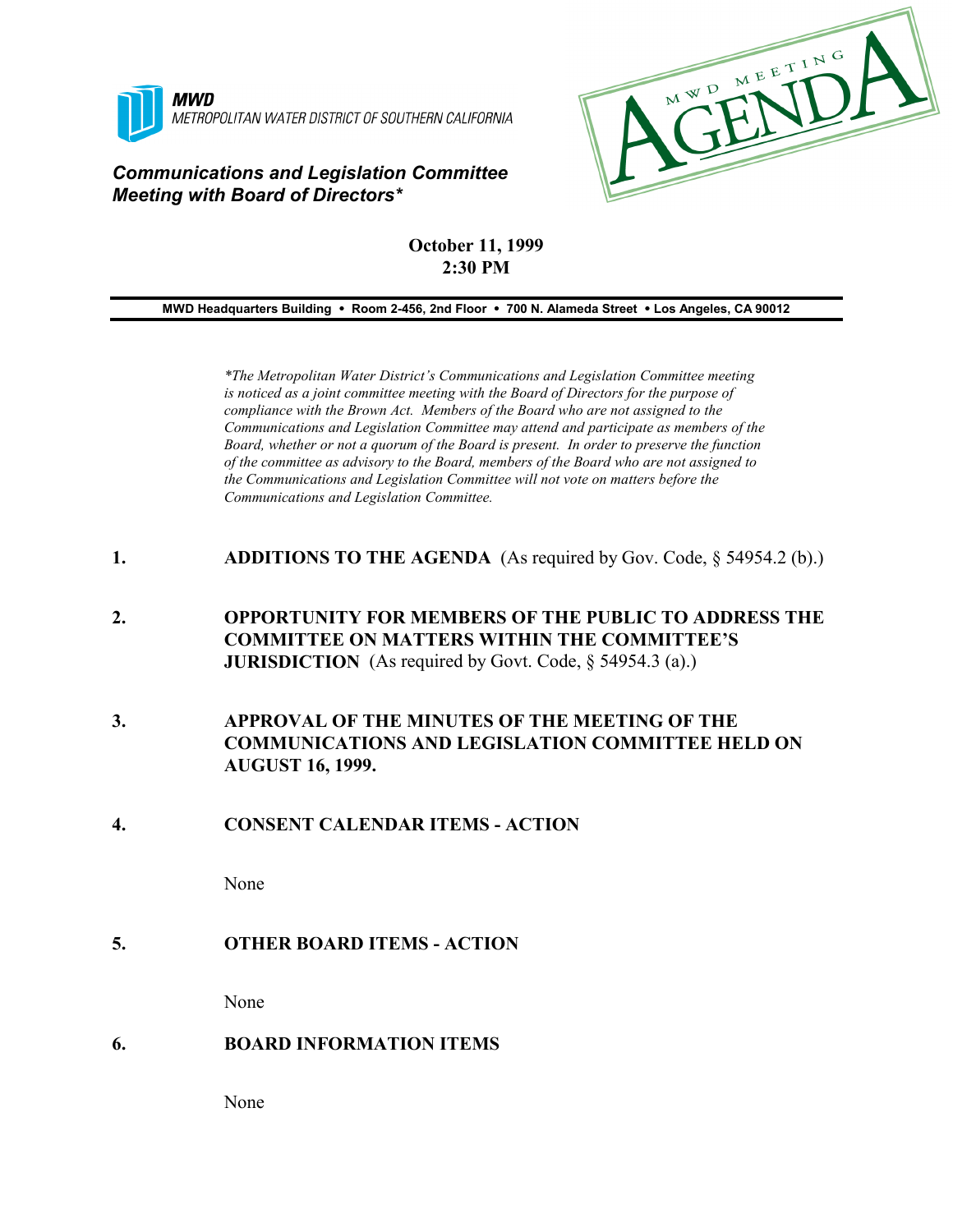**MWD**

METROPOLITAN WATER DISTRICT OF SOUTHERN CALIFORNIA

MWD MEETING AGENDA

***Communications and Legislation Committee Meeting with Board of Directors****

**October 11, 1999**
**2:30 PM**

**MWD Headquarters Building • Room 2-456, 2nd Floor • 700 N. Alameda Street • Los Angeles, CA 90012**

*\*The Metropolitan Water District's Communications and Legislation Committee meeting is noticed as a joint committee meeting with the Board of Directors for the purpose of compliance with the Brown Act. Members of the Board who are not assigned to the Communications and Legislation Committee may attend and participate as members of the Board, whether or not a quorum of the Board is present. In order to preserve the function of the committee as advisory to the Board, members of the Board who are not assigned to the Communications and Legislation Committee will not vote on matters before the Communications and Legislation Committee.*

1. **ADDITIONS TO THE AGENDA** (As required by Gov. Code, § 54954.2 (b).)

2. **OPPORTUNITY FOR MEMBERS OF THE PUBLIC TO ADDRESS THE COMMITTEE ON MATTERS WITHIN THE COMMITTEE'S JURISDICTION** (As required by Govt. Code, § 54954.3 (a).)

3. **APPROVAL OF THE MINUTES OF THE MEETING OF THE COMMUNICATIONS AND LEGISLATION COMMITTEE HELD ON AUGUST 16, 1999.**

4. **CONSENT CALENDAR ITEMS - ACTION**

   None

5. **OTHER BOARD ITEMS - ACTION**

   None

6. **BOARD INFORMATION ITEMS**

   None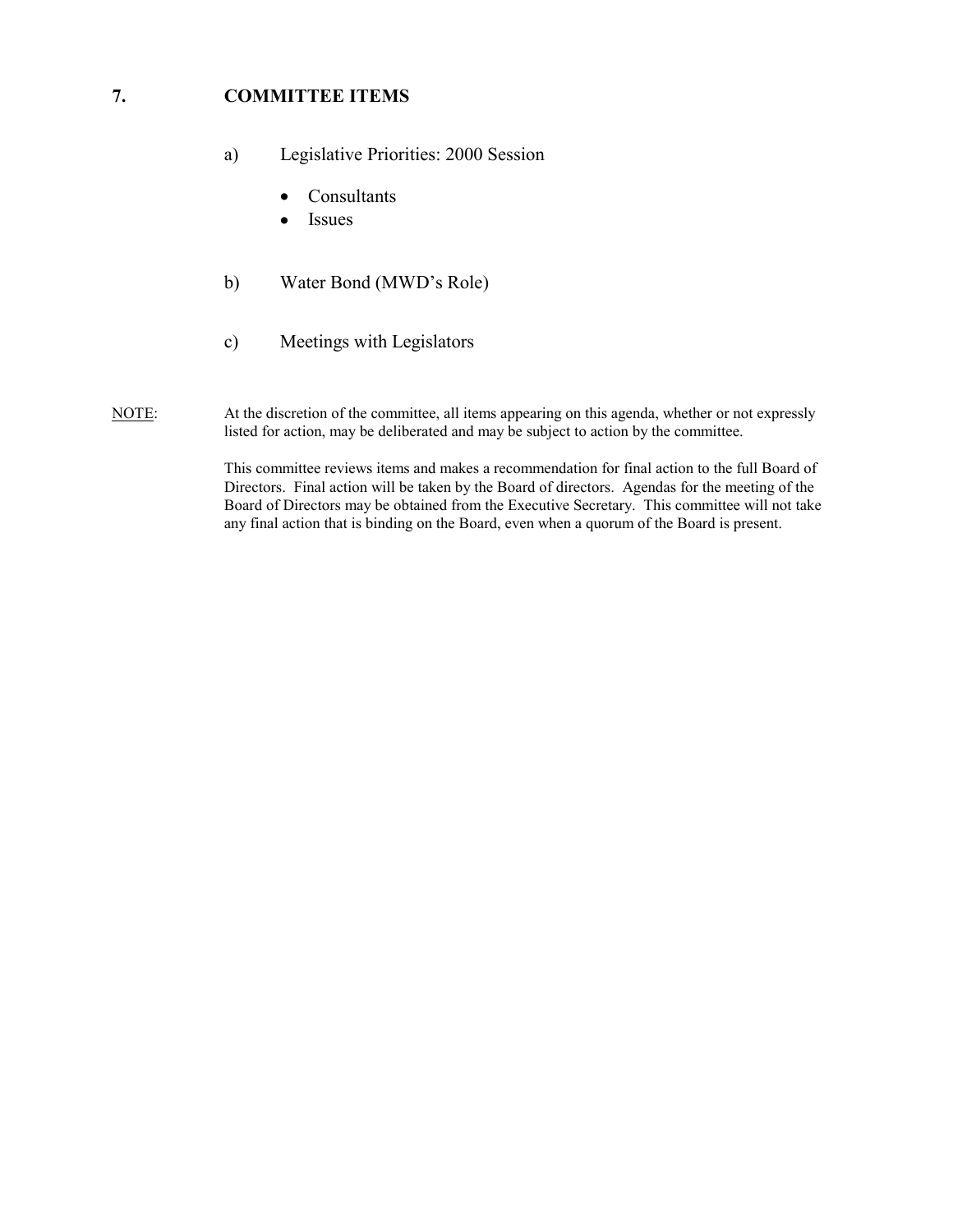## 7. COMMITTEE ITEMS

a) Legislative Priorities: 2000 Session

- Consultants
- Issues

b) Water Bond (MWD's Role)

c) Meetings with Legislators

NOTE: At the discretion of the committee, all items appearing on this agenda, whether or not expressly listed for action, may be deliberated and may be subject to action by the committee.

This committee reviews items and makes a recommendation for final action to the full Board of Directors. Final action will be taken by the Board of directors. Agendas for the meeting of the Board of Directors may be obtained from the Executive Secretary. This committee will not take any final action that is binding on the Board, even when a quorum of the Board is present.